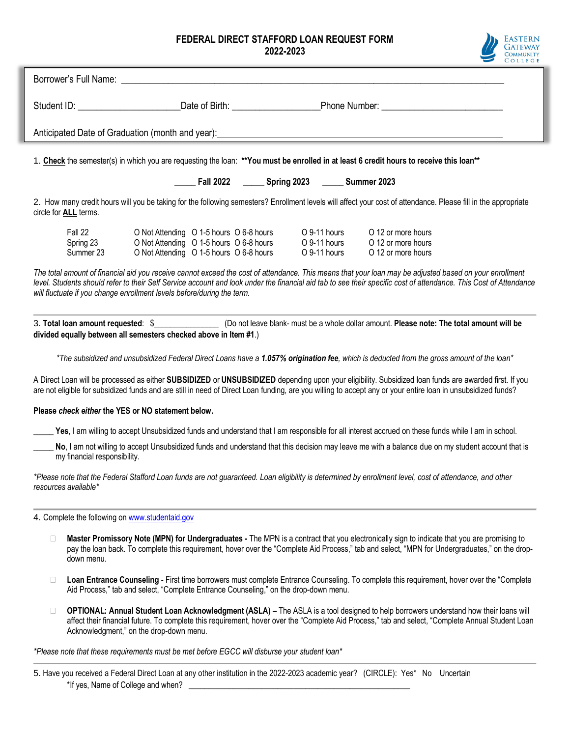# FEDERAL DIRECT STAFFORD LOAN REQUEST FORM
## 2022-2023

Eastern Gateway Community College

Borrower's Full Name: ______________________________________________

Student ID: ____________________ Date of Birth: __________________ Phone Number: ________________________

Anticipated Date of Graduation (month and year): ______________________________________________

1. **Check** the semester(s) in which you are requesting the loan: **\*\*You must be enrolled in at least 6 credit hours to receive this loan\*\***

_____ **Fall 2022** _____ **Spring 2023** _____ **Summer 2023**

2. How many credit hours will you be taking for the following semesters? Enrollment levels will affect your cost of attendance. Please fill in the appropriate circle for **ALL** terms.

| | | | | | |
|---|---|---|---|---|---|
| Fall 22 | O Not Attending | O 1-5 hours | O 6-8 hours | O 9-11 hours | O 12 or more hours |
| Spring 23 | O Not Attending | O 1-5 hours | O 6-8 hours | O 9-11 hours | O 12 or more hours |
| Summer 23 | O Not Attending | O 1-5 hours | O 6-8 hours | O 9-11 hours | O 12 or more hours |

*The total amount of financial aid you receive cannot exceed the cost of attendance. This means that your loan may be adjusted based on your enrollment level. Students should refer to their Self Service account and look under the financial aid tab to see their specific cost of attendance. This Cost of Attendance will fluctuate if you change enrollment levels before/during the term.*

---

3. **Total loan amount requested**: $______________ (Do not leave blank- must be a whole dollar amount. **Please note: The total amount will be divided equally between all semesters checked above in Item #1**.)

*\*The subsidized and unsubsidized Federal Direct Loans have a **1.057% origination fee**, which is deducted from the gross amount of the loan\**

A Direct Loan will be processed as either **SUBSIDIZED** or **UNSUBSIDIZED** depending upon your eligibility. Subsidized loan funds are awarded first. If you are not eligible for subsidized funds and are still in need of Direct Loan funding, are you willing to accept any or your entire loan in unsubsidized funds?

**Please *check either* the YES or NO statement below.**

_____ **Yes**, I am willing to accept Unsubsidized funds and understand that I am responsible for all interest accrued on these funds while I am in school.

_____ **No**, I am not willing to accept Unsubsidized funds and understand that this decision may leave me with a balance due on my student account that is my financial responsibility.

*\*Please note that the Federal Stafford Loan funds are not guaranteed. Loan eligibility is determined by enrollment level, cost of attendance, and other resources available\**

---

4. Complete the following on [www.studentaid.gov](www.studentaid.gov)

- ☐ **Master Promissory Note (MPN) for Undergraduates -** The MPN is a contract that you electronically sign to indicate that you are promising to pay the loan back. To complete this requirement, hover over the "Complete Aid Process," tab and select, "MPN for Undergraduates," on the drop-down menu.
- ☐ **Loan Entrance Counseling -** First time borrowers must complete Entrance Counseling. To complete this requirement, hover over the "Complete Aid Process," tab and select, "Complete Entrance Counseling," on the drop-down menu.
- ☐ **OPTIONAL: Annual Student Loan Acknowledgment (ASLA) –** The ASLA is a tool designed to help borrowers understand how their loans will affect their financial future. To complete this requirement, hover over the "Complete Aid Process," tab and select, "Complete Annual Student Loan Acknowledgment," on the drop-down menu.

*\*Please note that these requirements must be met before EGCC will disburse your student loan\**

---

5. Have you received a Federal Direct Loan at any other institution in the 2022-2023 academic year? (CIRCLE): Yes\* No Uncertain

\*If yes, Name of College and when? ______________________________________________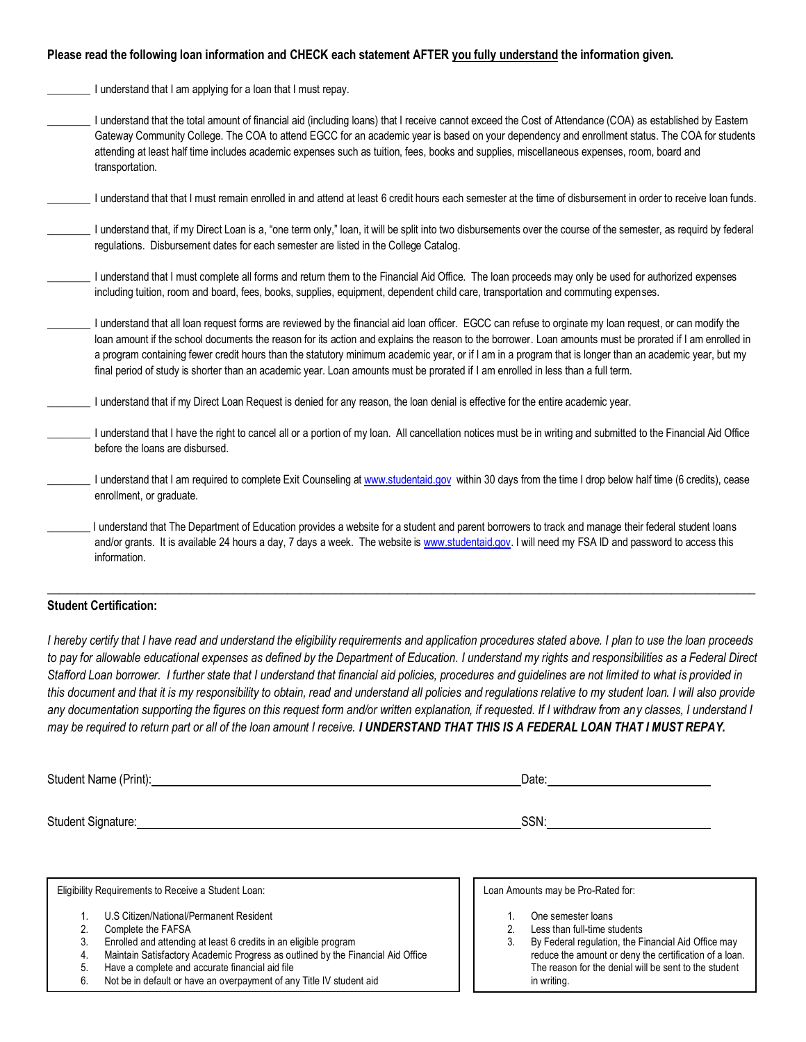**Please read the following loan information and CHECK each statement AFTER you fully understand the information given.**

________ I understand that I am applying for a loan that I must repay.

________ I understand that the total amount of financial aid (including loans) that I receive cannot exceed the Cost of Attendance (COA) as established by Eastern Gateway Community College. The COA to attend EGCC for an academic year is based on your dependency and enrollment status. The COA for students attending at least half time includes academic expenses such as tuition, fees, books and supplies, miscellaneous expenses, room, board and transportation.

________ I understand that that I must remain enrolled in and attend at least 6 credit hours each semester at the time of disbursement in order to receive loan funds.

________ I understand that, if my Direct Loan is a, "one term only," loan, it will be split into two disbursements over the course of the semester, as requird by federal regulations. Disbursement dates for each semester are listed in the College Catalog.

________ I understand that I must complete all forms and return them to the Financial Aid Office. The loan proceeds may only be used for authorized expenses including tuition, room and board, fees, books, supplies, equipment, dependent child care, transportation and commuting expenses.

________ I understand that all loan request forms are reviewed by the financial aid loan officer. EGCC can refuse to orginate my loan request, or can modify the loan amount if the school documents the reason for its action and explains the reason to the borrower. Loan amounts must be prorated if I am enrolled in a program containing fewer credit hours than the statutory minimum academic year, or if I am in a program that is longer than an academic year, but my final period of study is shorter than an academic year. Loan amounts must be prorated if I am enrolled in less than a full term.

________ I understand that if my Direct Loan Request is denied for any reason, the loan denial is effective for the entire academic year.

________ I understand that I have the right to cancel all or a portion of my loan. All cancellation notices must be in writing and submitted to the Financial Aid Office before the loans are disbursed.

________ I understand that I am required to complete Exit Counseling at www.studentaid.gov within 30 days from the time I drop below half time (6 credits), cease enrollment, or graduate.

________ I understand that The Department of Education provides a website for a student and parent borrowers to track and manage their federal student loans and/or grants. It is available 24 hours a day, 7 days a week. The website is www.studentaid.gov. I will need my FSA ID and password to access this information.

---

**Student Certification:**

*I hereby certify that I have read and understand the eligibility requirements and application procedures stated above. I plan to use the loan proceeds to pay for allowable educational expenses as defined by the Department of Education. I understand my rights and responsibilities as a Federal Direct Stafford Loan borrower. I further state that I understand that financial aid policies, procedures and guidelines are not limited to what is provided in this document and that it is my responsibility to obtain, read and understand all policies and regulations relative to my student loan. I will also provide any documentation supporting the figures on this request form and/or written explanation, if requested. If I withdraw from any classes, I understand I may be required to return part or all of the loan amount I receive.* ***I UNDERSTAND THAT THIS IS A FEDERAL LOAN THAT I MUST REPAY.***

Student Name (Print): ______________________________ Date: ______________

Student Signature: ______________________________ SSN: ______________

Eligibility Requirements to Receive a Student Loan:

1. U.S Citizen/National/Permanent Resident
2. Complete the FAFSA
3. Enrolled and attending at least 6 credits in an eligible program
4. Maintain Satisfactory Academic Progress as outlined by the Financial Aid Office
5. Have a complete and accurate financial aid file
6. Not be in default or have an overpayment of any Title IV student aid

Loan Amounts may be Pro-Rated for:

1. One semester loans
2. Less than full-time students
3. By Federal regulation, the Financial Aid Office may reduce the amount or deny the certification of a loan. The reason for the denial will be sent to the student in writing.